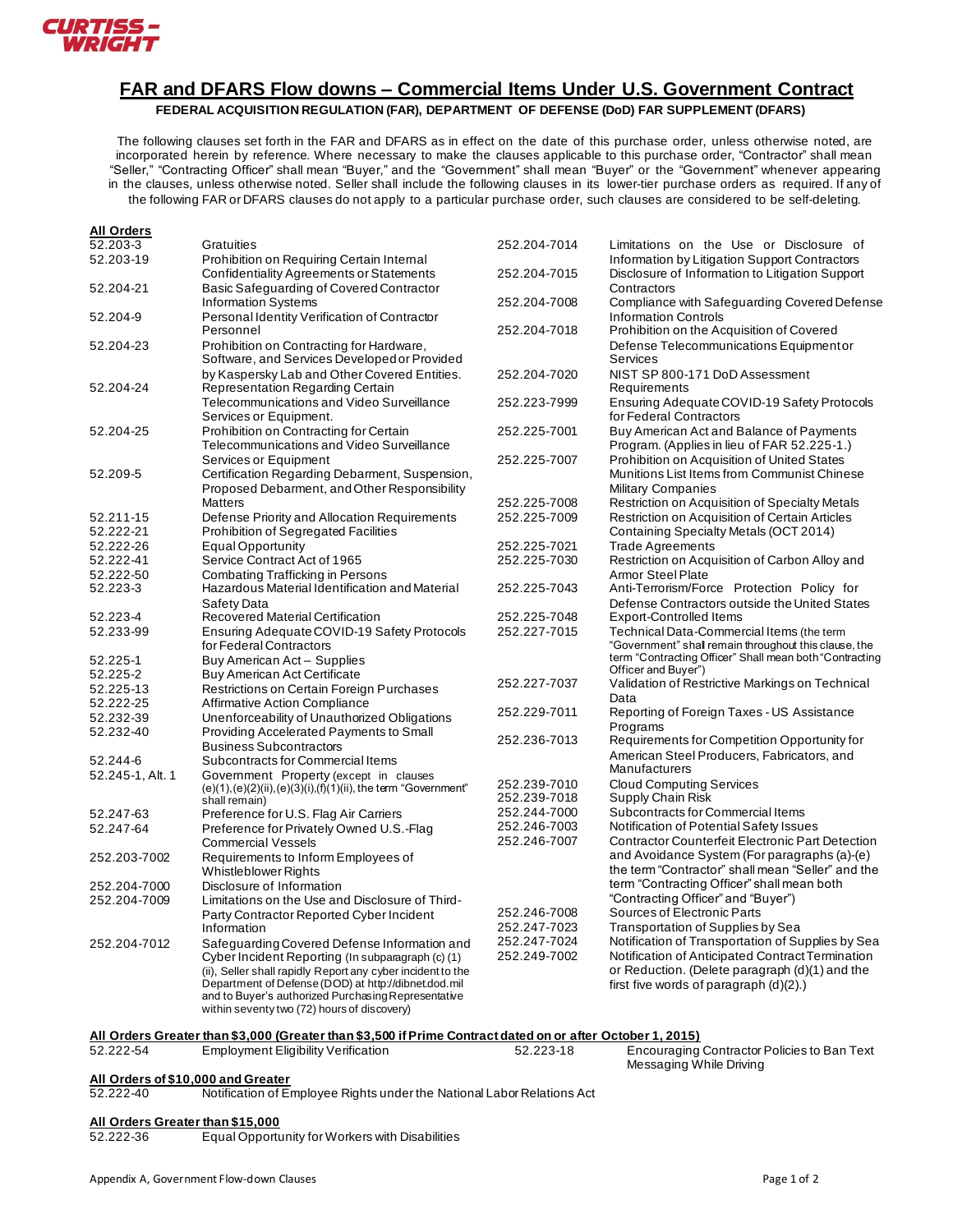**CURTISS-WRIGHT**

# FAR and DFARS Flow downs – Commercial Items Under U.S. Government Contract

**FEDERAL ACQUISITION REGULATION (FAR), DEPARTMENT OF DEFENSE (DoD) FAR SUPPLEMENT (DFARS)**

The following clauses set forth in the FAR and DFARS as in effect on the date of this purchase order, unless otherwise noted, are incorporated herein by reference. Where necessary to make the clauses applicable to this purchase order, "Contractor" shall mean "Seller," "Contracting Officer" shall mean "Buyer," and the "Government" shall mean "Buyer" or the "Government" whenever appearing in the clauses, unless otherwise noted. Seller shall include the following clauses in its lower-tier purchase orders as required. If any of the following FAR or DFARS clauses do not apply to a particular purchase order, such clauses are considered to be self-deleting.

**All Orders**

| Clause | Title |
|---|---|
| 52.203-3 | Gratuities |
| 52.203-19 | Prohibition on Requiring Certain Internal Confidentiality Agreements or Statements |
| 52.204-21 | Basic Safeguarding of Covered Contractor Information Systems |
| 52.204-9 | Personal Identity Verification of Contractor Personnel |
| 52.204-23 | Prohibition on Contracting for Hardware, Software, and Services Developed or Provided by Kaspersky Lab and Other Covered Entities. |
| 52.204-24 | Representation Regarding Certain Telecommunications and Video Surveillance Services or Equipment. |
| 52.204-25 | Prohibition on Contracting for Certain Telecommunications and Video Surveillance Services or Equipment |
| 52.209-5 | Certification Regarding Debarment, Suspension, Proposed Debarment, and Other Responsibility Matters |
| 52.211-15 | Defense Priority and Allocation Requirements |
| 52.222-21 | Prohibition of Segregated Facilities |
| 52.222-26 | Equal Opportunity |
| 52.222-41 | Service Contract Act of 1965 |
| 52.222-50 | Combating Trafficking in Persons |
| 52.223-3 | Hazardous Material Identification and Material Safety Data |
| 52.223-4 | Recovered Material Certification |
| 52.233-99 | Ensuring Adequate COVID-19 Safety Protocols for Federal Contractors |
| 52.225-1 | Buy American Act – Supplies |
| 52.225-2 | Buy American Act Certificate |
| 52.225-13 | Restrictions on Certain Foreign Purchases |
| 52.222-25 | Affirmative Action Compliance |
| 52.232-39 | Unenforceability of Unauthorized Obligations |
| 52.232-40 | Providing Accelerated Payments to Small Business Subcontractors |
| 52.244-6 | Subcontracts for Commercial Items |
| 52.245-1, Alt. 1 | Government Property (except in clauses (e)(1),(e)(2)(ii),(e)(3)(i),(f)(1)(ii), the term "Government" shall remain) |
| 52.247-63 | Preference for U.S. Flag Air Carriers |
| 52.247-64 | Preference for Privately Owned U.S.-Flag Commercial Vessels |
| 252.203-7002 | Requirements to Inform Employees of Whistleblower Rights |
| 252.204-7000 | Disclosure of Information |
| 252.204-7009 | Limitations on the Use and Disclosure of Third-Party Contractor Reported Cyber Incident Information |
| 252.204-7012 | Safeguarding Covered Defense Information and Cyber Incident Reporting (In subparagraph (c) (1) (ii), Seller shall rapidly Report any cyber incident to the Department of Defense (DOD) at http://dibnet.dod.mil and to Buyer's authorized Purchasing Representative within seventy two (72) hours of discovery) |
| 252.204-7014 | Limitations on the Use or Disclosure of Information by Litigation Support Contractors |
| 252.204-7015 | Disclosure of Information to Litigation Support Contractors |
| 252.204-7008 | Compliance with Safeguarding Covered Defense Information Controls |
| 252.204-7018 | Prohibition on the Acquisition of Covered Defense Telecommunications Equipment or Services |
| 252.204-7020 | NIST SP 800-171 DoD Assessment Requirements |
| 252.223-7999 | Ensuring Adequate COVID-19 Safety Protocols for Federal Contractors |
| 252.225-7001 | Buy American Act and Balance of Payments Program. (Applies in lieu of FAR 52.225-1.) |
| 252.225-7007 | Prohibition on Acquisition of United States Munitions List Items from Communist Chinese Military Companies |
| 252.225-7008 | Restriction on Acquisition of Specialty Metals |
| 252.225-7009 | Restriction on Acquisition of Certain Articles Containing Specialty Metals (OCT 2014) |
| 252.225-7021 | Trade Agreements |
| 252.225-7030 | Restriction on Acquisition of Carbon Alloy and Armor Steel Plate |
| 252.225-7043 | Anti-Terrorism/Force Protection Policy for Defense Contractors outside the United States |
| 252.225-7048 | Export-Controlled Items |
| 252.227-7015 | Technical Data-Commercial Items (the term "Government" shall remain throughout this clause, the term "Contracting Officer" Shall mean both "Contracting Officer and Buyer") |
| 252.227-7037 | Validation of Restrictive Markings on Technical Data |
| 252.229-7011 | Reporting of Foreign Taxes - US Assistance Programs |
| 252.236-7013 | Requirements for Competition Opportunity for American Steel Producers, Fabricators, and Manufacturers |
| 252.239-7010 | Cloud Computing Services |
| 252.239-7018 | Supply Chain Risk |
| 252.244-7000 | Subcontracts for Commercial Items |
| 252.246-7003 | Notification of Potential Safety Issues |
| 252.246-7007 | Contractor Counterfeit Electronic Part Detection and Avoidance System (For paragraphs (a)-(e) the term "Contractor" shall mean "Seller" and the term "Contracting Officer" shall mean both "Contracting Officer" and "Buyer") |
| 252.246-7008 | Sources of Electronic Parts |
| 252.247-7023 | Transportation of Supplies by Sea |
| 252.247-7024 | Notification of Transportation of Supplies by Sea |
| 252.249-7002 | Notification of Anticipated Contract Termination or Reduction. (Delete paragraph (d)(1) and the first five words of paragraph (d)(2).) |

**All Orders Greater than $3,000 (Greater than $3,500 if Prime Contract dated on or after October 1, 2015)**

| Clause | Title |
|---|---|
| 52.222-54 | Employment Eligibility Verification |
| 52.223-18 | Encouraging Contractor Policies to Ban Text Messaging While Driving |

**All Orders of $10,000 and Greater**

| Clause | Title |
|---|---|
| 52.222-40 | Notification of Employee Rights under the National Labor Relations Act |

**All Orders Greater than $15,000**

| Clause | Title |
|---|---|
| 52.222-36 | Equal Opportunity for Workers with Disabilities |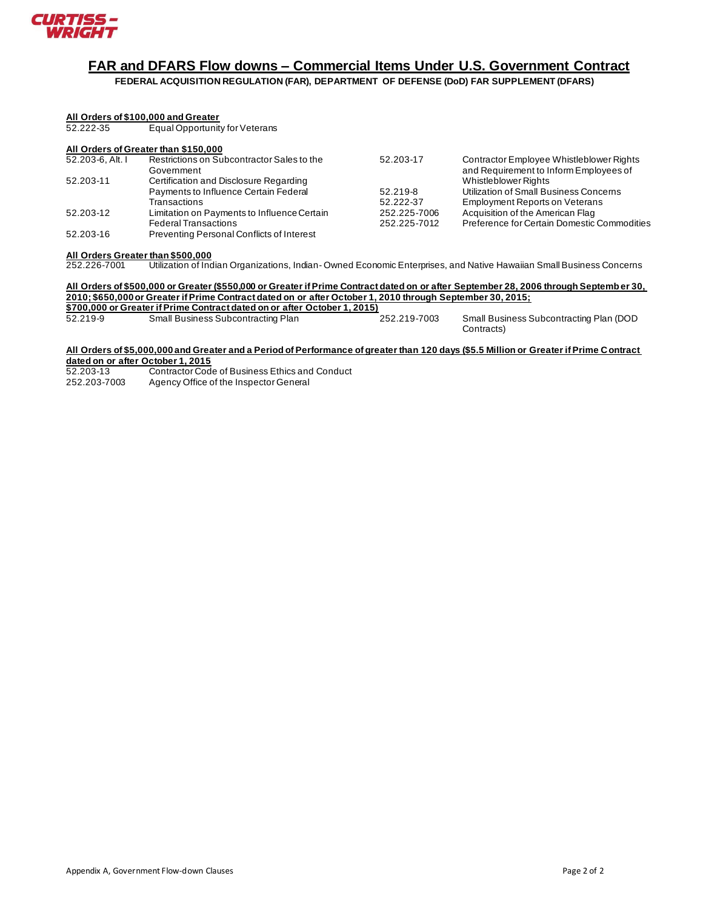# FAR and DFARS Flow downs – Commercial Items Under U.S. Government Contract

**FEDERAL ACQUISITION REGULATION (FAR), DEPARTMENT OF DEFENSE (DoD) FAR SUPPLEMENT (DFARS)**

**All Orders of $100,000 and Greater**

| | |
|---|---|
| 52.222-35 | Equal Opportunity for Veterans |

**All Orders of Greater than $150,000**

| | |
|---|---|
| 52.203-6, Alt. I | Restrictions on Subcontractor Sales to the Government |
| 52.203-11 | Certification and Disclosure Regarding Payments to Influence Certain Federal Transactions |
| 52.203-12 | Limitation on Payments to Influence Certain Federal Transactions |
| 52.203-16 | Preventing Personal Conflicts of Interest |
| 52.203-17 | Contractor Employee Whistleblower Rights and Requirement to Inform Employees of Whistleblower Rights |
| 52.219-8 | Utilization of Small Business Concerns |
| 52.222-37 | Employment Reports on Veterans |
| 252.225-7006 | Acquisition of the American Flag |
| 252.225-7012 | Preference for Certain Domestic Commodities |

**All Orders Greater than $500,000**

| | |
|---|---|
| 252.226-7001 | Utilization of Indian Organizations, Indian-Owned Economic Enterprises, and Native Hawaiian Small Business Concerns |

**All Orders of $500,000 or Greater ($550,000 or Greater if Prime Contract dated on or after September 28, 2006 through September 30, 2010; $650,000 or Greater if Prime Contract dated on or after October 1, 2010 through September 30, 2015; $700,000 or Greater if Prime Contract dated on or after October 1, 2015)**

| | |
|---|---|
| 52.219-9 | Small Business Subcontracting Plan |
| 252.219-7003 | Small Business Subcontracting Plan (DOD Contracts) |

**All Orders of $5,000,000 and Greater and a Period of Performance of greater than 120 days ($5.5 Million or Greater if Prime Contract dated on or after October 1, 2015**

| | |
|---|---|
| 52.203-13 | Contractor Code of Business Ethics and Conduct |
| 252.203-7003 | Agency Office of the Inspector General |

Appendix A, Government Flow-down Clauses